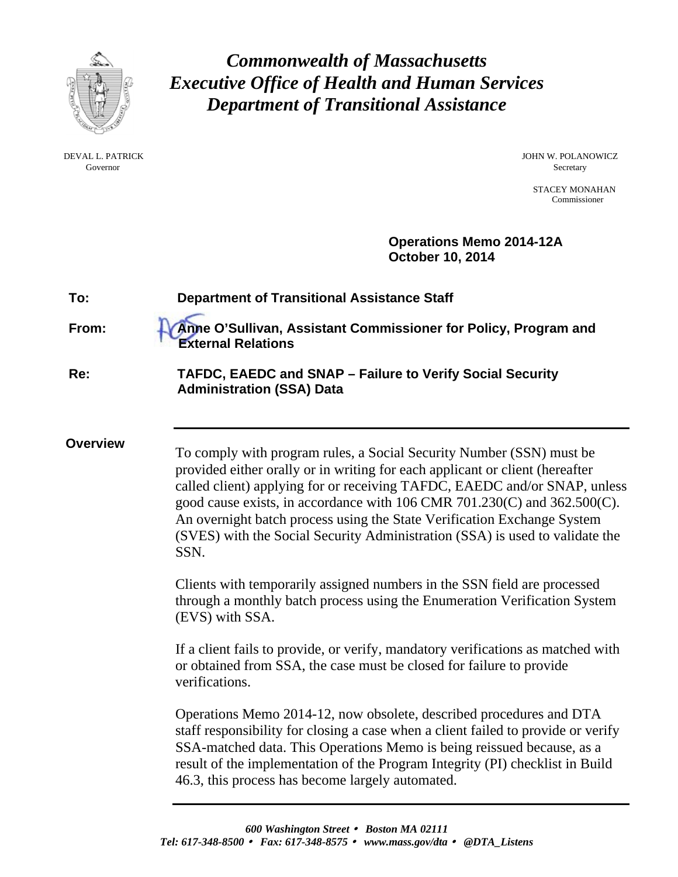# *Commonwealth of Massachusetts*
# *Executive Office of Health and Human Services*
# *Department of Transitional Assistance*

DEVAL L. PATRICK
Governor

JOHN W. POLANOWICZ
Secretary

STACEY MONAHAN
Commissioner

**Operations Memo 2014-12A**
**October 10, 2014**

**To:** **Department of Transitional Assistance Staff**

**From:** **Anne O'Sullivan, Assistant Commissioner for Policy, Program and External Relations**

**Re:** **TAFDC, EAEDC and SNAP – Failure to Verify Social Security Administration (SSA) Data**

---

**Overview**

To comply with program rules, a Social Security Number (SSN) must be provided either orally or in writing for each applicant or client (hereafter called client) applying for or receiving TAFDC, EAEDC and/or SNAP, unless good cause exists, in accordance with 106 CMR 701.230(C) and 362.500(C). An overnight batch process using the State Verification Exchange System (SVES) with the Social Security Administration (SSA) is used to validate the SSN.

Clients with temporarily assigned numbers in the SSN field are processed through a monthly batch process using the Enumeration Verification System (EVS) with SSA.

If a client fails to provide, or verify, mandatory verifications as matched with or obtained from SSA, the case must be closed for failure to provide verifications.

Operations Memo 2014-12, now obsolete, described procedures and DTA staff responsibility for closing a case when a client failed to provide or verify SSA-matched data. This Operations Memo is being reissued because, as a result of the implementation of the Program Integrity (PI) checklist in Build 46.3, this process has become largely automated.

---

*600 Washington Street • Boston MA 02111*
*Tel: 617-348-8500 • Fax: 617-348-8575 • www.mass.gov/dta • @DTA_Listens*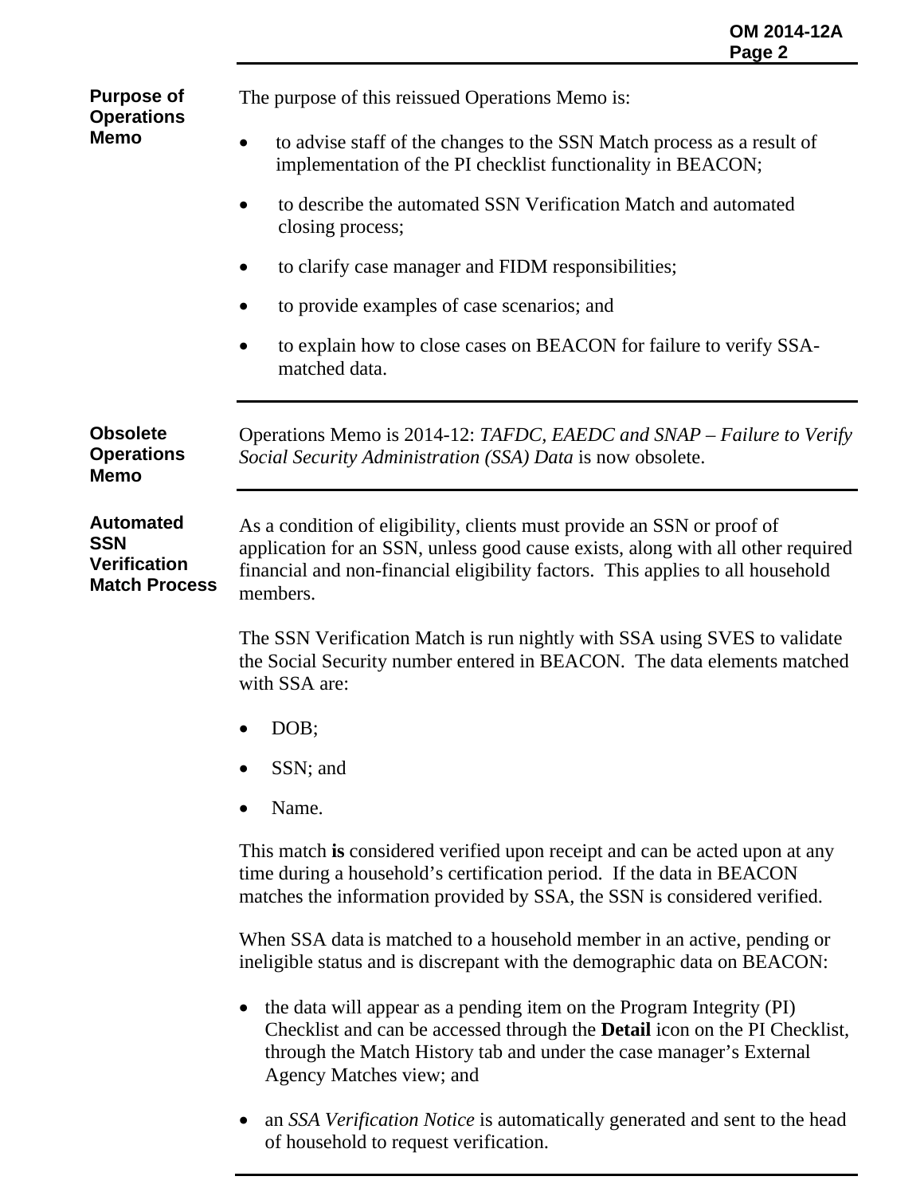## Purpose of Operations Memo

The purpose of this reissued Operations Memo is:

- to advise staff of the changes to the SSN Match process as a result of implementation of the PI checklist functionality in BEACON;
- to describe the automated SSN Verification Match and automated closing process;
- to clarify case manager and FIDM responsibilities;
- to provide examples of case scenarios; and
- to explain how to close cases on BEACON for failure to verify SSA-matched data.

## Obsolete Operations Memo

Operations Memo is 2014-12: *TAFDC, EAEDC and SNAP – Failure to Verify Social Security Administration (SSA) Data* is now obsolete.

## Automated SSN Verification Match Process

As a condition of eligibility, clients must provide an SSN or proof of application for an SSN, unless good cause exists, along with all other required financial and non-financial eligibility factors. This applies to all household members.

The SSN Verification Match is run nightly with SSA using SVES to validate the Social Security number entered in BEACON. The data elements matched with SSA are:

- DOB;
- SSN; and
- Name.

This match **is** considered verified upon receipt and can be acted upon at any time during a household's certification period. If the data in BEACON matches the information provided by SSA, the SSN is considered verified.

When SSA data is matched to a household member in an active, pending or ineligible status and is discrepant with the demographic data on BEACON:

- the data will appear as a pending item on the Program Integrity (PI) Checklist and can be accessed through the **Detail** icon on the PI Checklist, through the Match History tab and under the case manager's External Agency Matches view; and
- an *SSA Verification Notice* is automatically generated and sent to the head of household to request verification.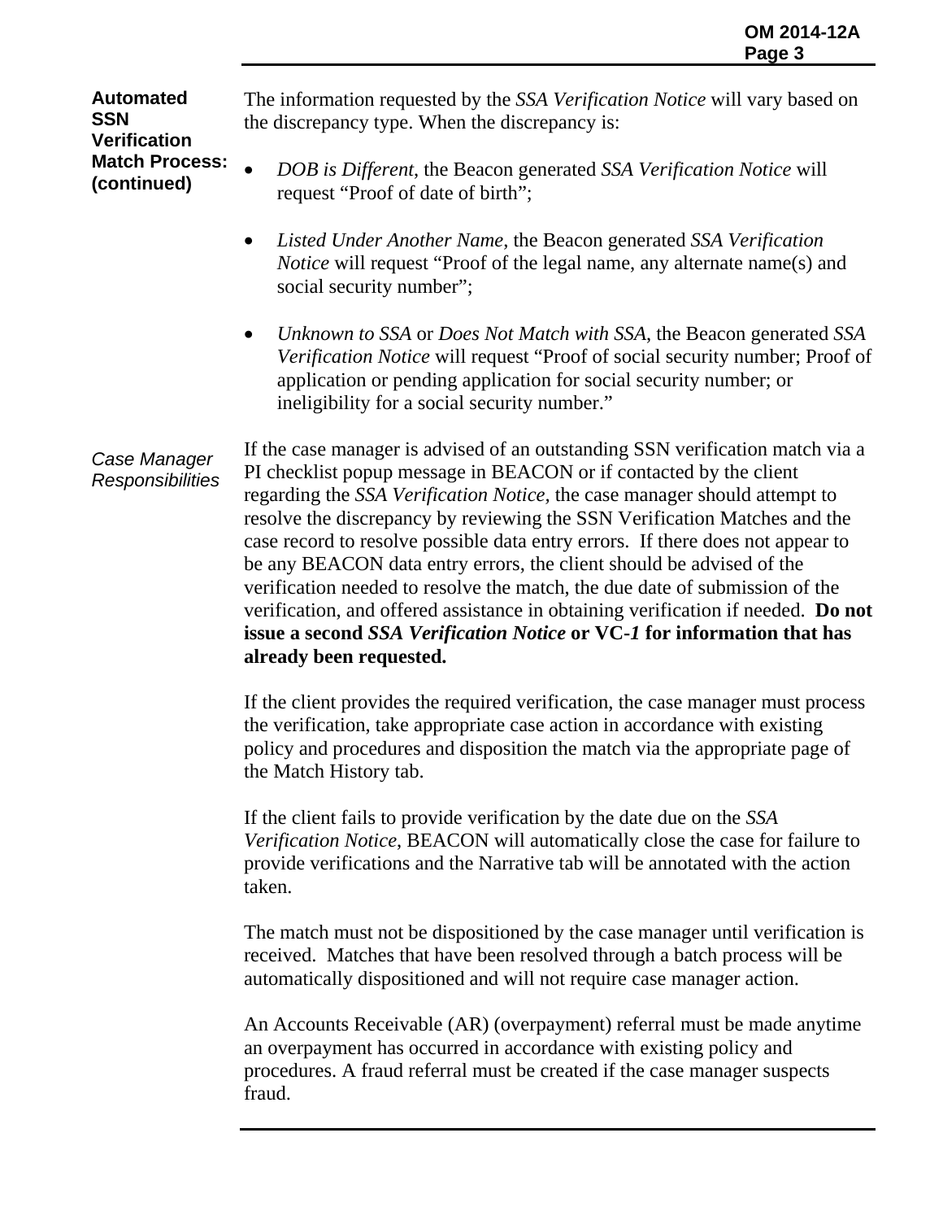**Automated SSN Verification Match Process: (continued)**

The information requested by the *SSA Verification Notice* will vary based on the discrepancy type. When the discrepancy is:

- *DOB is Different*, the Beacon generated *SSA Verification Notice* will request "Proof of date of birth";
- *Listed Under Another Name*, the Beacon generated *SSA Verification Notice* will request "Proof of the legal name, any alternate name(s) and social security number";
- *Unknown to SSA* or *Does Not Match with SSA*, the Beacon generated *SSA Verification Notice* will request "Proof of social security number; Proof of application or pending application for social security number; or ineligibility for a social security number."

*Case Manager Responsibilities*

If the case manager is advised of an outstanding SSN verification match via a PI checklist popup message in BEACON or if contacted by the client regarding the *SSA Verification Notice*, the case manager should attempt to resolve the discrepancy by reviewing the SSN Verification Matches and the case record to resolve possible data entry errors. If there does not appear to be any BEACON data entry errors, the client should be advised of the verification needed to resolve the match, the due date of submission of the verification, and offered assistance in obtaining verification if needed. **Do not issue a second *SSA Verification Notice* or VC-*1* for information that has already been requested.**

If the client provides the required verification, the case manager must process the verification, take appropriate case action in accordance with existing policy and procedures and disposition the match via the appropriate page of the Match History tab.

If the client fails to provide verification by the date due on the *SSA Verification Notice*, BEACON will automatically close the case for failure to provide verifications and the Narrative tab will be annotated with the action taken.

The match must not be dispositioned by the case manager until verification is received. Matches that have been resolved through a batch process will be automatically dispositioned and will not require case manager action.

An Accounts Receivable (AR) (overpayment) referral must be made anytime an overpayment has occurred in accordance with existing policy and procedures. A fraud referral must be created if the case manager suspects fraud.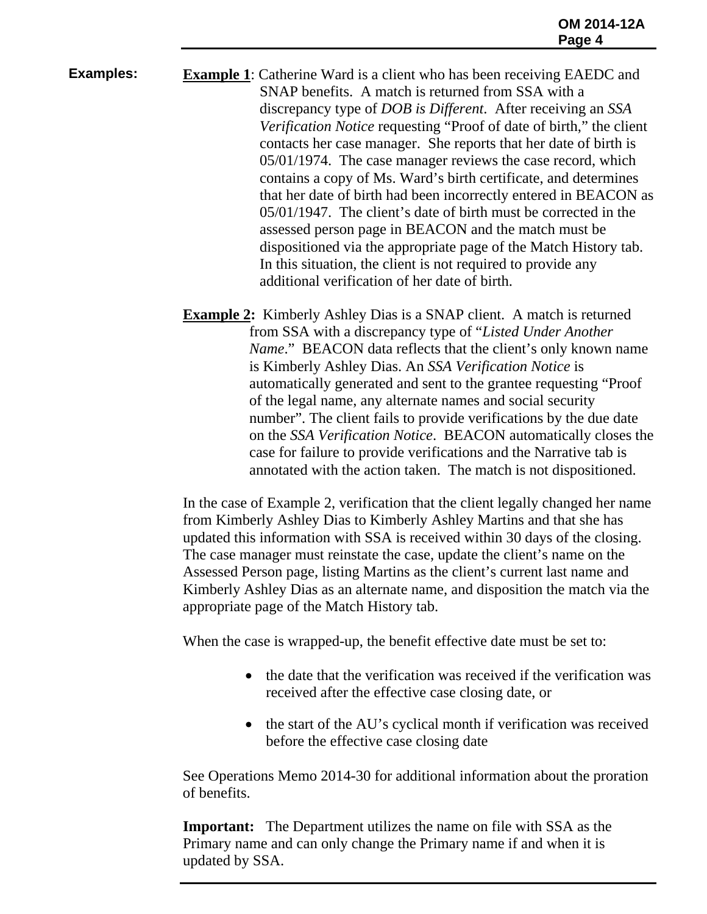**Examples:**

**Example 1**: Catherine Ward is a client who has been receiving EAEDC and SNAP benefits. A match is returned from SSA with a discrepancy type of *DOB is Different*. After receiving an *SSA Verification Notice* requesting "Proof of date of birth," the client contacts her case manager. She reports that her date of birth is 05/01/1974. The case manager reviews the case record, which contains a copy of Ms. Ward's birth certificate, and determines that her date of birth had been incorrectly entered in BEACON as 05/01/1947. The client's date of birth must be corrected in the assessed person page in BEACON and the match must be dispositioned via the appropriate page of the Match History tab. In this situation, the client is not required to provide any additional verification of her date of birth.

**Example 2:** Kimberly Ashley Dias is a SNAP client. A match is returned from SSA with a discrepancy type of "*Listed Under Another Name*." BEACON data reflects that the client's only known name is Kimberly Ashley Dias. An *SSA Verification Notice* is automatically generated and sent to the grantee requesting "Proof of the legal name, any alternate names and social security number". The client fails to provide verifications by the due date on the *SSA Verification Notice*. BEACON automatically closes the case for failure to provide verifications and the Narrative tab is annotated with the action taken. The match is not dispositioned.

In the case of Example 2, verification that the client legally changed her name from Kimberly Ashley Dias to Kimberly Ashley Martins and that she has updated this information with SSA is received within 30 days of the closing. The case manager must reinstate the case, update the client's name on the Assessed Person page, listing Martins as the client's current last name and Kimberly Ashley Dias as an alternate name, and disposition the match via the appropriate page of the Match History tab.

When the case is wrapped-up, the benefit effective date must be set to:

- the date that the verification was received if the verification was received after the effective case closing date, or
- the start of the AU's cyclical month if verification was received before the effective case closing date

See Operations Memo 2014-30 for additional information about the proration of benefits.

**Important:** The Department utilizes the name on file with SSA as the Primary name and can only change the Primary name if and when it is updated by SSA.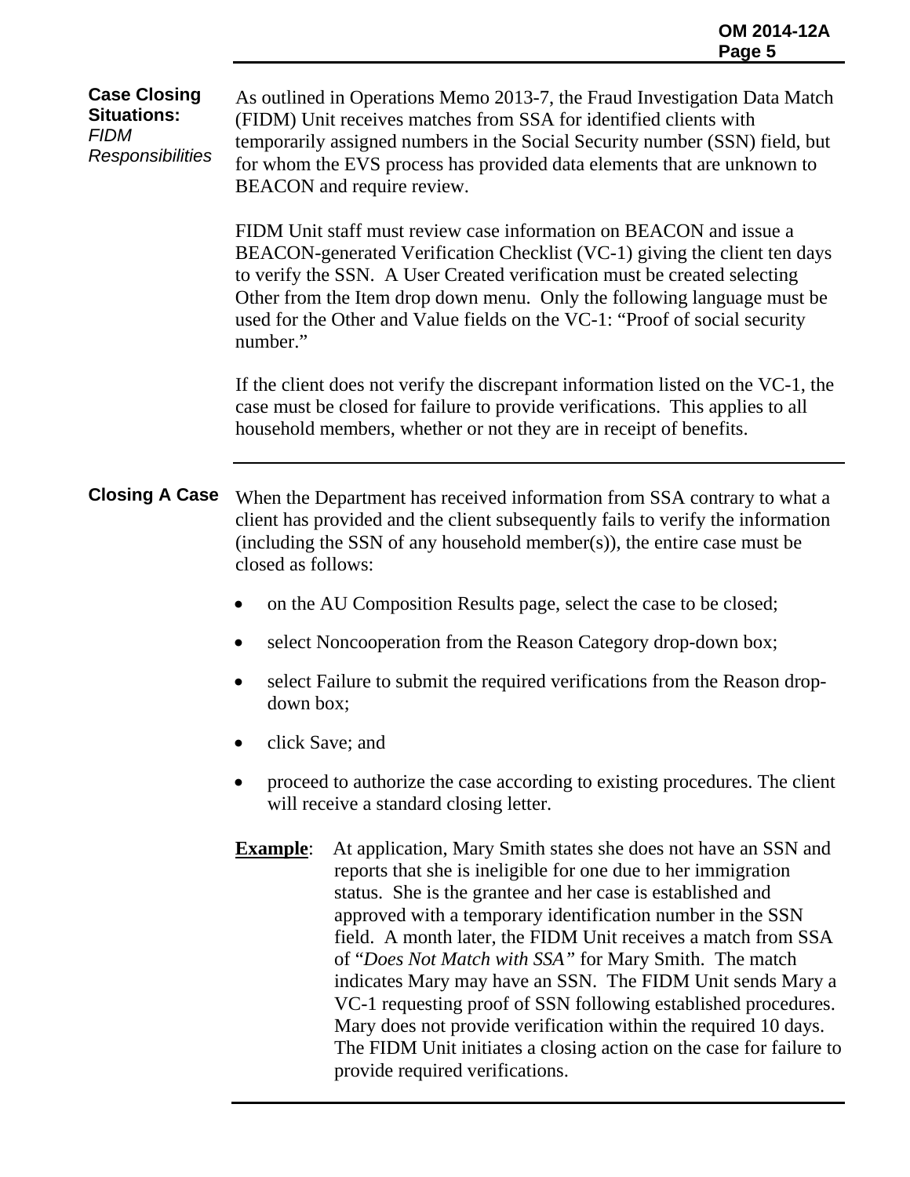## Case Closing Situations: *FIDM Responsibilities*

As outlined in Operations Memo 2013-7, the Fraud Investigation Data Match (FIDM) Unit receives matches from SSA for identified clients with temporarily assigned numbers in the Social Security number (SSN) field, but for whom the EVS process has provided data elements that are unknown to BEACON and require review.

FIDM Unit staff must review case information on BEACON and issue a BEACON-generated Verification Checklist (VC-1) giving the client ten days to verify the SSN. A User Created verification must be created selecting Other from the Item drop down menu. Only the following language must be used for the Other and Value fields on the VC-1: "Proof of social security number."

If the client does not verify the discrepant information listed on the VC-1, the case must be closed for failure to provide verifications. This applies to all household members, whether or not they are in receipt of benefits.

## Closing A Case

When the Department has received information from SSA contrary to what a client has provided and the client subsequently fails to verify the information (including the SSN of any household member(s)), the entire case must be closed as follows:

- on the AU Composition Results page, select the case to be closed;
- select Noncooperation from the Reason Category drop-down box;
- select Failure to submit the required verifications from the Reason drop-down box;
- click Save; and
- proceed to authorize the case according to existing procedures. The client will receive a standard closing letter.

**Example**: At application, Mary Smith states she does not have an SSN and reports that she is ineligible for one due to her immigration status. She is the grantee and her case is established and approved with a temporary identification number in the SSN field. A month later, the FIDM Unit receives a match from SSA of "*Does Not Match with SSA*" for Mary Smith. The match indicates Mary may have an SSN. The FIDM Unit sends Mary a VC-1 requesting proof of SSN following established procedures. Mary does not provide verification within the required 10 days. The FIDM Unit initiates a closing action on the case for failure to provide required verifications.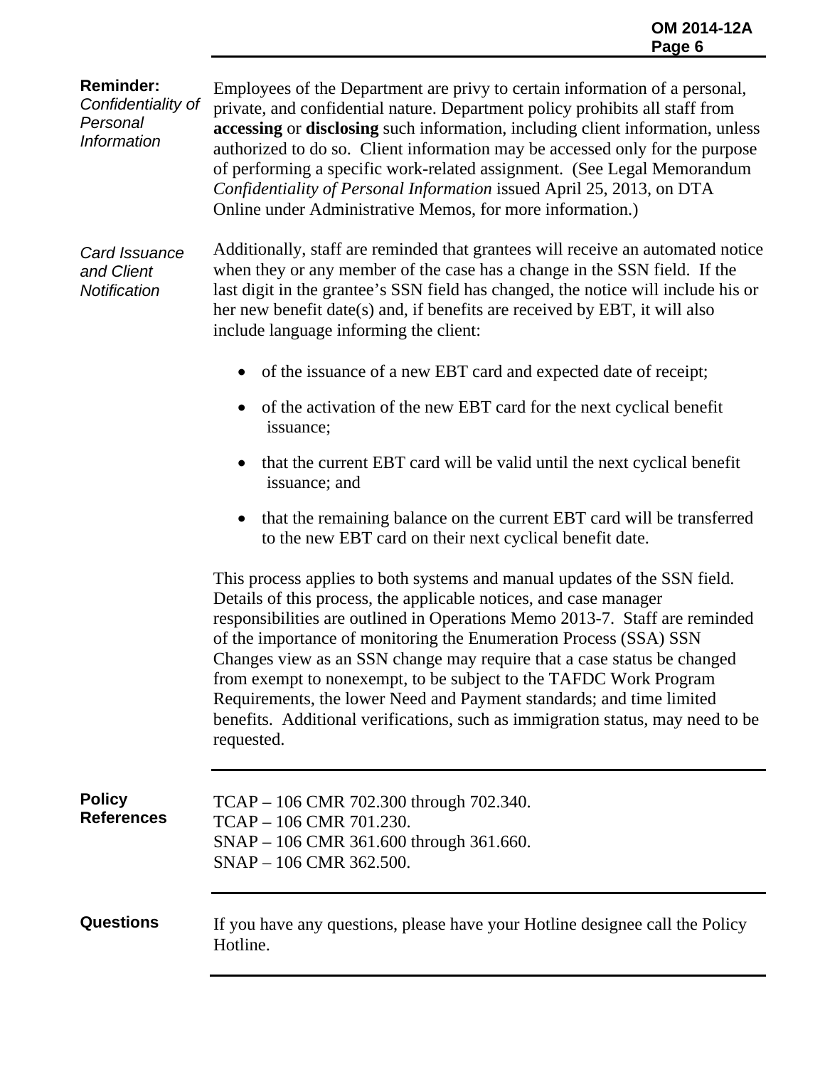**Reminder:** *Confidentiality of Personal Information*

Employees of the Department are privy to certain information of a personal, private, and confidential nature. Department policy prohibits all staff from **accessing** or **disclosing** such information, including client information, unless authorized to do so. Client information may be accessed only for the purpose of performing a specific work-related assignment. (See Legal Memorandum *Confidentiality of Personal Information* issued April 25, 2013, on DTA Online under Administrative Memos, for more information.)

*Card Issuance and Client Notification*

Additionally, staff are reminded that grantees will receive an automated notice when they or any member of the case has a change in the SSN field. If the last digit in the grantee's SSN field has changed, the notice will include his or her new benefit date(s) and, if benefits are received by EBT, it will also include language informing the client:

- of the issuance of a new EBT card and expected date of receipt;
- of the activation of the new EBT card for the next cyclical benefit issuance;
- that the current EBT card will be valid until the next cyclical benefit issuance; and
- that the remaining balance on the current EBT card will be transferred to the new EBT card on their next cyclical benefit date.

This process applies to both systems and manual updates of the SSN field. Details of this process, the applicable notices, and case manager responsibilities are outlined in Operations Memo 2013-7. Staff are reminded of the importance of monitoring the Enumeration Process (SSA) SSN Changes view as an SSN change may require that a case status be changed from exempt to nonexempt, to be subject to the TAFDC Work Program Requirements, the lower Need and Payment standards; and time limited benefits. Additional verifications, such as immigration status, may need to be requested.

---

**Policy References**

TCAP – 106 CMR 702.300 through 702.340.
TCAP – 106 CMR 701.230.
SNAP – 106 CMR 361.600 through 361.660.
SNAP – 106 CMR 362.500.

---

**Questions**

If you have any questions, please have your Hotline designee call the Policy Hotline.